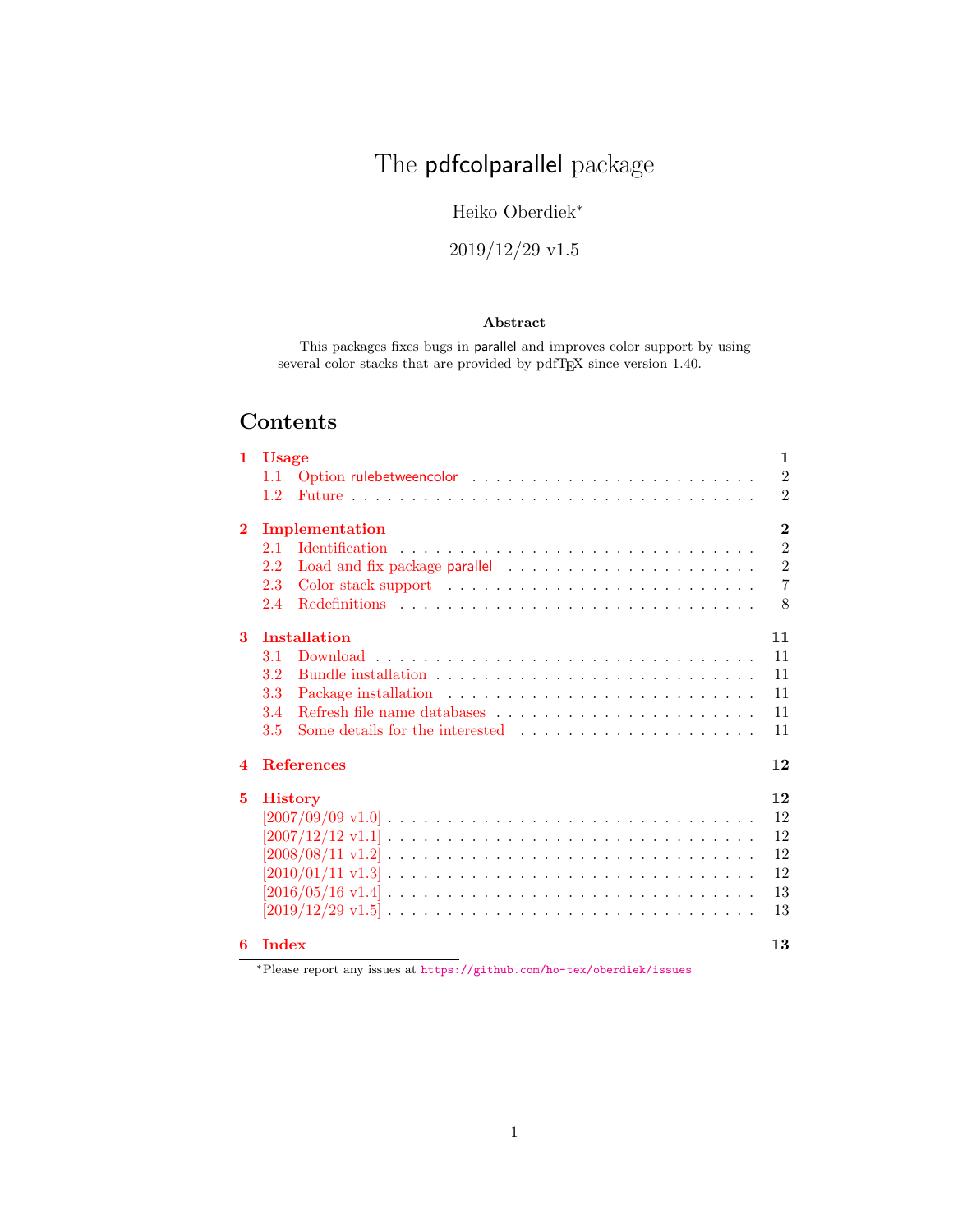# The pdfcolparallel package

Heiko Oberdiek*

2019/12/29 v1.5

### Abstract

This packages fixes bugs in parallel and improves color support by using several color stacks that are provided by pdfTEX since version 1.40.

## Contents

- 1 Usage — 1
  - 1.1 Option rulebetweencolor — 2
  - 1.2 Future — 2
- 2 Implementation — 2
  - 2.1 Identification — 2
  - 2.2 Load and fix package parallel — 2
  - 2.3 Color stack support — 7
  - 2.4 Redefinitions — 8
- 3 Installation — 11
  - 3.1 Download — 11
  - 3.2 Bundle installation — 11
  - 3.3 Package installation — 11
  - 3.4 Refresh file name databases — 11
  - 3.5 Some details for the interested — 11
- 4 References — 12
- 5 History — 12
  - [2007/09/09 v1.0] — 12
  - [2007/12/12 v1.1] — 12
  - [2008/08/11 v1.2] — 12
  - [2010/01/11 v1.3] — 12
  - [2016/05/16 v1.4] — 13
  - [2019/12/29 v1.5] — 13
- 6 Index — 13

*Please report any issues at https://github.com/ho-tex/oberdiek/issues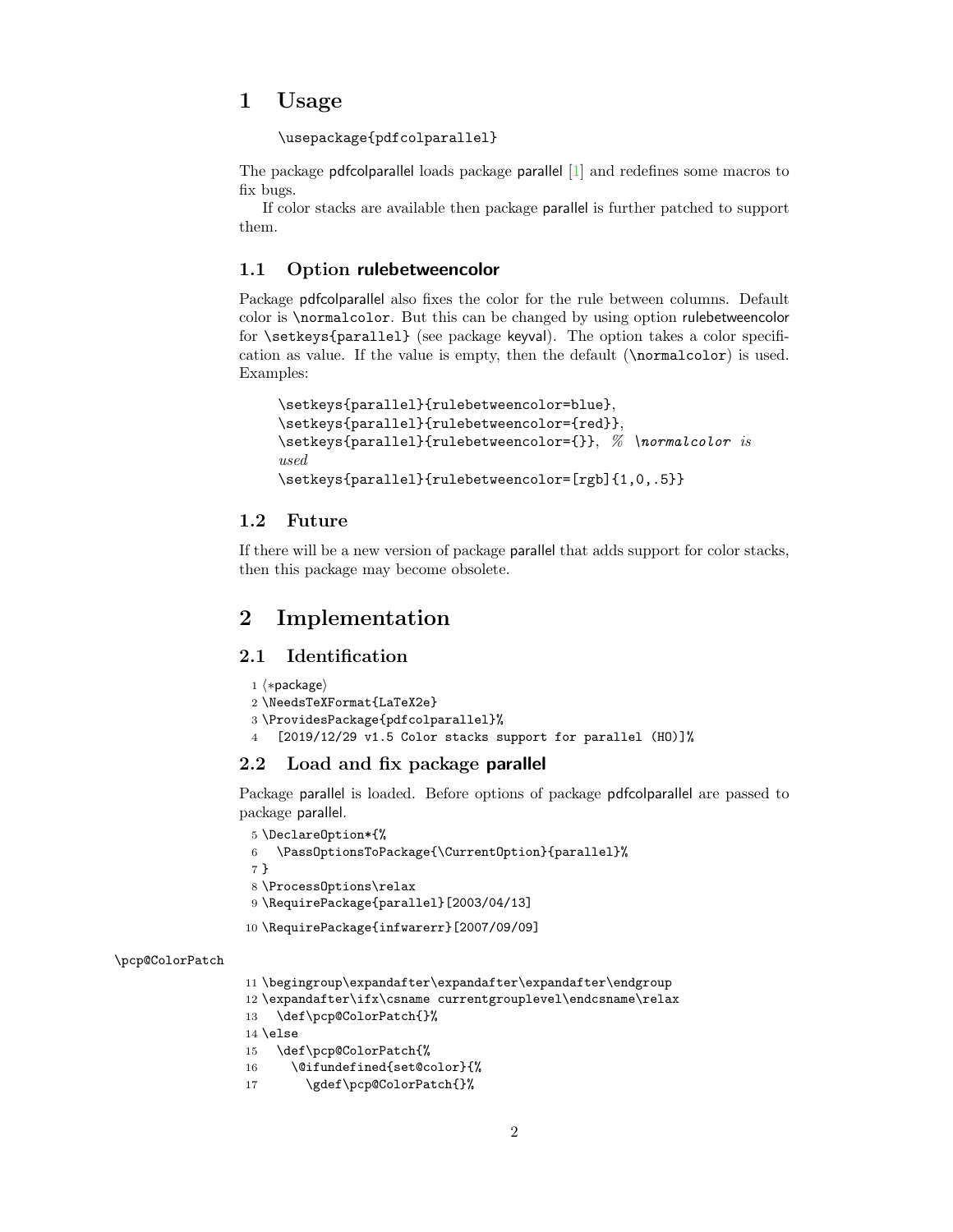# 1 Usage

```
\usepackage{pdfcolparallel}
```

The package pdfcolparallel loads package parallel [1] and redefines some macros to fix bugs.

If color stacks are available then package parallel is further patched to support them.

## 1.1 Option rulebetweencolor

Package pdfcolparallel also fixes the color for the rule between columns. Default color is `\normalcolor`. But this can be changed by using option rulebetweencolor for `\setkeys{parallel}` (see package keyval). The option takes a color specification as value. If the value is empty, then the default (`\normalcolor`) is used. Examples:

```
\setkeys{parallel}{rulebetweencolor=blue},
\setkeys{parallel}{rulebetweencolor={red}},
\setkeys{parallel}{rulebetweencolor={}}, % \normalcolor is used
\setkeys{parallel}{rulebetweencolor=[rgb]{1,0,.5}}
```

## 1.2 Future

If there will be a new version of package parallel that adds support for color stacks, then this package may become obsolete.

# 2 Implementation

## 2.1 Identification

```
1 ⟨*package⟩
2 \NeedsTeXFormat{LaTeX2e}
3 \ProvidesPackage{pdfcolparallel}%
4   [2019/12/29 v1.5 Color stacks support for parallel (HO)]%
```

## 2.2 Load and fix package parallel

Package parallel is loaded. Before options of package pdfcolparallel are passed to package parallel.

```
5 \DeclareOption*{%
6   \PassOptionsToPackage{\CurrentOption}{parallel}%
7 }
8 \ProcessOptions\relax
9 \RequirePackage{parallel}[2003/04/13]
10 \RequirePackage{infwarerr}[2007/09/09]
```

`\pcp@ColorPatch`

```
11 \begingroup\expandafter\expandafter\expandafter\endgroup
12 \expandafter\ifx\csname currentgrouplevel\endcsname\relax
13   \def\pcp@ColorPatch{}%
14 \else
15   \def\pcp@ColorPatch{%
16     \@ifundefined{set@color}{%
17       \gdef\pcp@ColorPatch{}%
```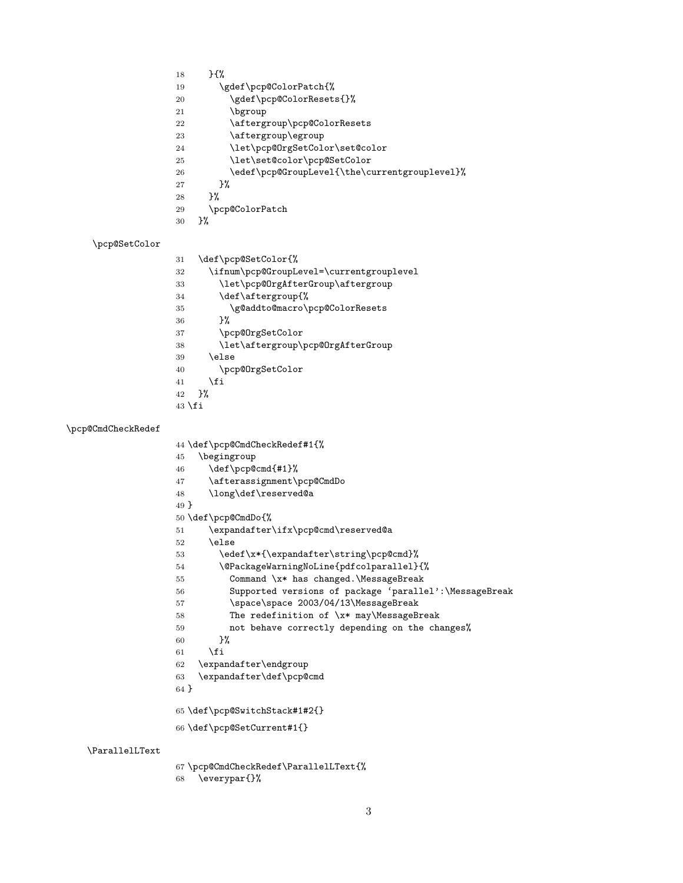```
18     }{%
19       \gdef\pcp@ColorPatch{%
20         \gdef\pcp@ColorResets{}%
21         \bgroup
22         \aftergroup\pcp@ColorResets
23         \aftergroup\egroup
24         \let\pcp@OrgSetColor\set@color
25         \let\set@color\pcp@SetColor
26         \edef\pcp@GroupLevel{\the\currentgrouplevel}%
27       }%
28     }%
29     \pcp@ColorPatch
30   }%
```

\pcp@SetColor

```
31   \def\pcp@SetColor{%
32     \ifnum\pcp@GroupLevel=\currentgrouplevel
33       \let\pcp@OrgAfterGroup\aftergroup
34       \def\aftergroup{%
35         \g@addto@macro\pcp@ColorResets
36       }%
37       \pcp@OrgSetColor
38       \let\aftergroup\pcp@OrgAfterGroup
39     \else
40       \pcp@OrgSetColor
41     \fi
42   }%
43 \fi
```

\pcp@CmdCheckRedef

```
44 \def\pcp@CmdCheckRedef#1{%
45   \begingroup
46     \def\pcp@cmd{#1}%
47     \afterassignment\pcp@CmdDo
48     \long\def\reserved@a
49 }
50 \def\pcp@CmdDo{%
51     \expandafter\ifx\pcp@cmd\reserved@a
52     \else
53       \edef\x*{\expandafter\string\pcp@cmd}%
54       \@PackageWarningNoLine{pdfcolparallel}{%
55         Command \x* has changed.\MessageBreak
56         Supported versions of package `parallel':\MessageBreak
57         \space\space 2003/04/13\MessageBreak
58         The redefinition of \x* may\MessageBreak
59         not behave correctly depending on the changes%
60       }%
61     \fi
62   \expandafter\endgroup
63   \expandafter\def\pcp@cmd
64 }
```

```
65 \def\pcp@SwitchStack#1#2{}
```

```
66 \def\pcp@SetCurrent#1{}
```

\ParallelLText

```
67 \pcp@CmdCheckRedef\ParallelLText{%
68   \everypar{}%
```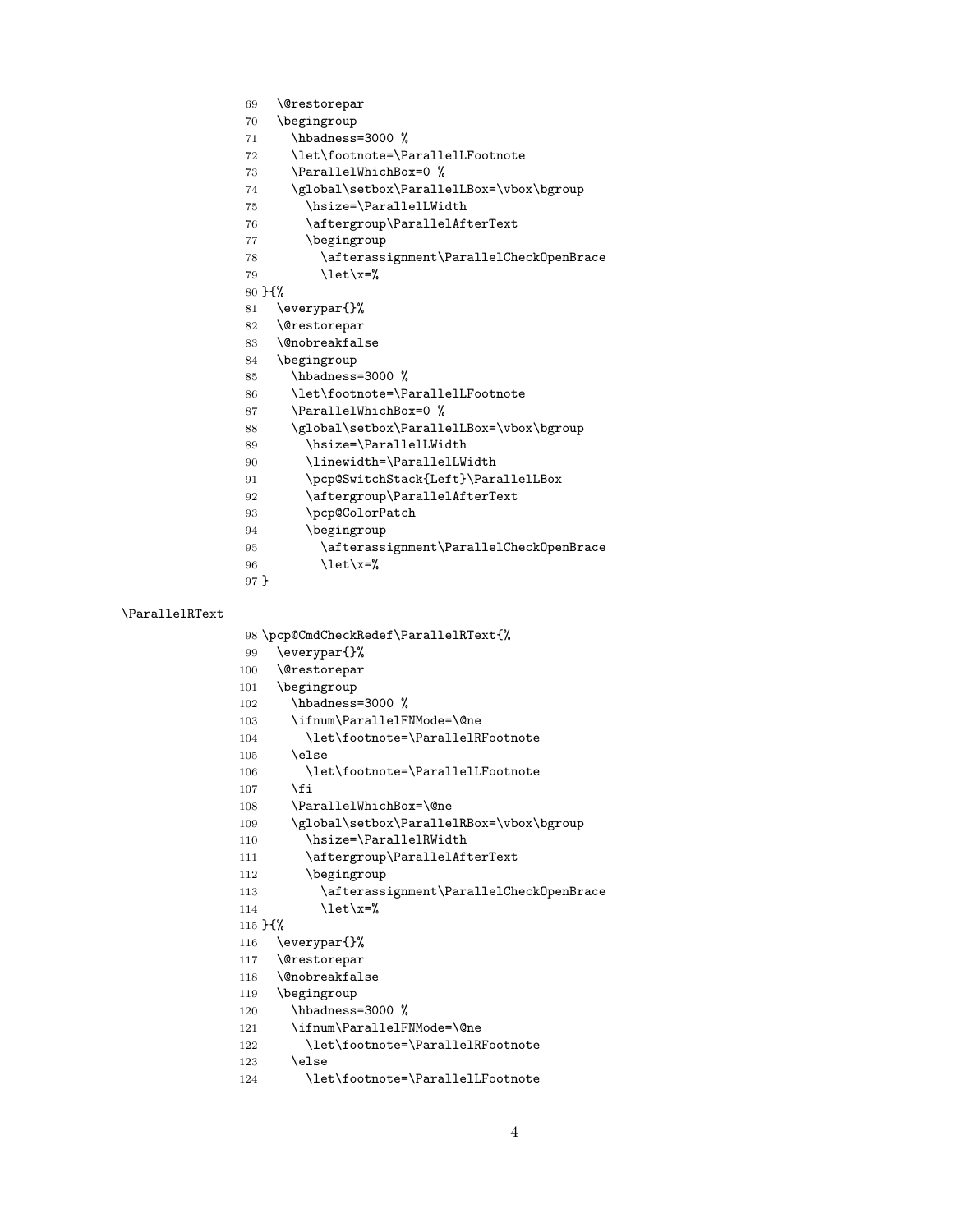```
69   \@restorepar
70   \begingroup
71     \hbadness=3000 %
72     \let\footnote=\ParallelLFootnote
73     \ParallelWhichBox=0 %
74     \global\setbox\ParallelLBox=\vbox\bgroup
75       \hsize=\ParallelLWidth
76       \aftergroup\ParallelAfterText
77       \begingroup
78         \afterassignment\ParallelCheckOpenBrace
79         \let\x=%
80 }{%
81   \everypar{}%
82   \@restorepar
83   \@nobreakfalse
84   \begingroup
85     \hbadness=3000 %
86     \let\footnote=\ParallelLFootnote
87     \ParallelWhichBox=0 %
88     \global\setbox\ParallelLBox=\vbox\bgroup
89       \hsize=\ParallelLWidth
90       \linewidth=\ParallelLWidth
91       \pcp@SwitchStack{Left}\ParallelLBox
92       \aftergroup\ParallelAfterText
93       \pcp@ColorPatch
94       \begingroup
95         \afterassignment\ParallelCheckOpenBrace
96         \let\x=%
97 }
```

\ParallelRText

```
98 \pcp@CmdCheckRedef\ParallelRText{%
99   \everypar{}%
100  \@restorepar
101  \begingroup
102    \hbadness=3000 %
103    \ifnum\ParallelFNMode=\@ne
104      \let\footnote=\ParallelRFootnote
105    \else
106      \let\footnote=\ParallelLFootnote
107    \fi
108    \ParallelWhichBox=\@ne
109    \global\setbox\ParallelRBox=\vbox\bgroup
110      \hsize=\ParallelRWidth
111      \aftergroup\ParallelAfterText
112      \begingroup
113        \afterassignment\ParallelCheckOpenBrace
114        \let\x=%
115 }{%
116  \everypar{}%
117  \@restorepar
118  \@nobreakfalse
119  \begingroup
120    \hbadness=3000 %
121    \ifnum\ParallelFNMode=\@ne
122      \let\footnote=\ParallelRFootnote
123    \else
124      \let\footnote=\ParallelLFootnote
```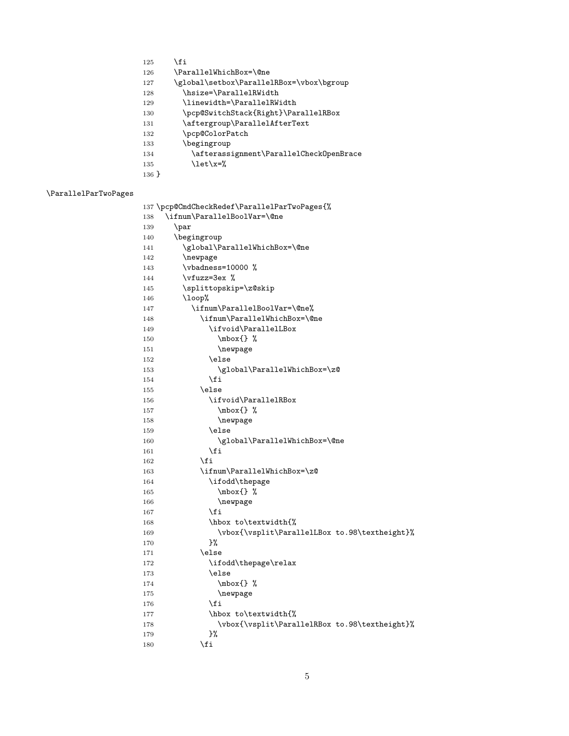```
125     \fi
126     \ParallelWhichBox=\@ne
127     \global\setbox\ParallelRBox=\vbox\bgroup
128       \hsize=\ParallelRWidth
129       \linewidth=\ParallelRWidth
130       \pcp@SwitchStack{Right}\ParallelRBox
131       \aftergroup\ParallelAfterText
132       \pcp@ColorPatch
133       \begingroup
134         \afterassignment\ParallelCheckOpenBrace
135         \let\x=%
136 }
```

\ParallelParTwoPages

```
137 \pcp@CmdCheckRedef\ParallelParTwoPages{%
138   \ifnum\ParallelBoolVar=\@ne
139     \par
140     \begingroup
141       \global\ParallelWhichBox=\@ne
142       \newpage
143       \vbadness=10000 %
144       \vfuzz=3ex %
145       \splittopskip=\z@skip
146       \loop%
147         \ifnum\ParallelBoolVar=\@ne%
148           \ifnum\ParallelWhichBox=\@ne
149             \ifvoid\ParallelLBox
150               \mbox{} %
151               \newpage
152             \else
153               \global\ParallelWhichBox=\z@
154             \fi
155           \else
156             \ifvoid\ParallelRBox
157               \mbox{} %
158               \newpage
159             \else
160               \global\ParallelWhichBox=\@ne
161             \fi
162           \fi
163           \ifnum\ParallelWhichBox=\z@
164             \ifodd\thepage
165               \mbox{} %
166               \newpage
167             \fi
168             \hbox to\textwidth{%
169               \vbox{\vsplit\ParallelLBox to.98\textheight}%
170             }%
171           \else
172             \ifodd\thepage\relax
173             \else
174               \mbox{} %
175               \newpage
176             \fi
177             \hbox to\textwidth{%
178               \vbox{\vsplit\ParallelRBox to.98\textheight}%
179             }%
180           \fi
```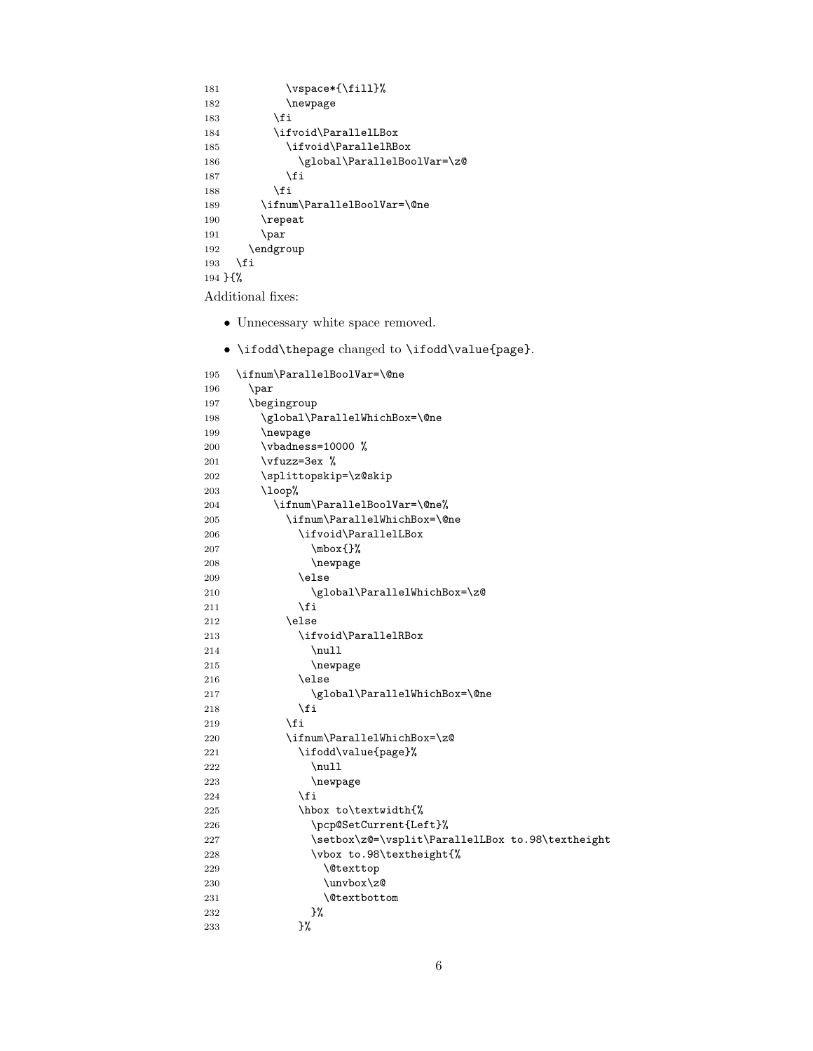```
181          \vspace*{\fill}%
182          \newpage
183        \fi
184        \ifvoid\ParallelLBox
185          \ifvoid\ParallelRBox
186            \global\ParallelBoolVar=\z@
187          \fi
188        \fi
189      \ifnum\ParallelBoolVar=\@ne
190      \repeat
191      \par
192    \endgroup
193  \fi
194 }{%
```

Additional fixes:

- Unnecessary white space removed.
- `\ifodd\thepage` changed to `\ifodd\value{page}`.

```
195  \ifnum\ParallelBoolVar=\@ne
196    \par
197    \begingroup
198      \global\ParallelWhichBox=\@ne
199      \newpage
200      \vbadness=10000 %
201      \vfuzz=3ex %
202      \splittopskip=\z@skip
203      \loop%
204        \ifnum\ParallelBoolVar=\@ne%
205          \ifnum\ParallelWhichBox=\@ne
206            \ifvoid\ParallelLBox
207              \mbox{}%
208              \newpage
209            \else
210              \global\ParallelWhichBox=\z@
211            \fi
212          \else
213            \ifvoid\ParallelRBox
214              \null
215              \newpage
216            \else
217              \global\ParallelWhichBox=\@ne
218            \fi
219          \fi
220          \ifnum\ParallelWhichBox=\z@
221            \ifodd\value{page}%
222              \null
223              \newpage
224            \fi
225            \hbox to\textwidth{%
226              \pcp@SetCurrent{Left}%
227              \setbox\z@=\vsplit\ParallelLBox to.98\textheight
228              \vbox to.98\textheight{%
229                \@texttop
230                \unvbox\z@
231                \@textbottom
232              }%
233            }%
```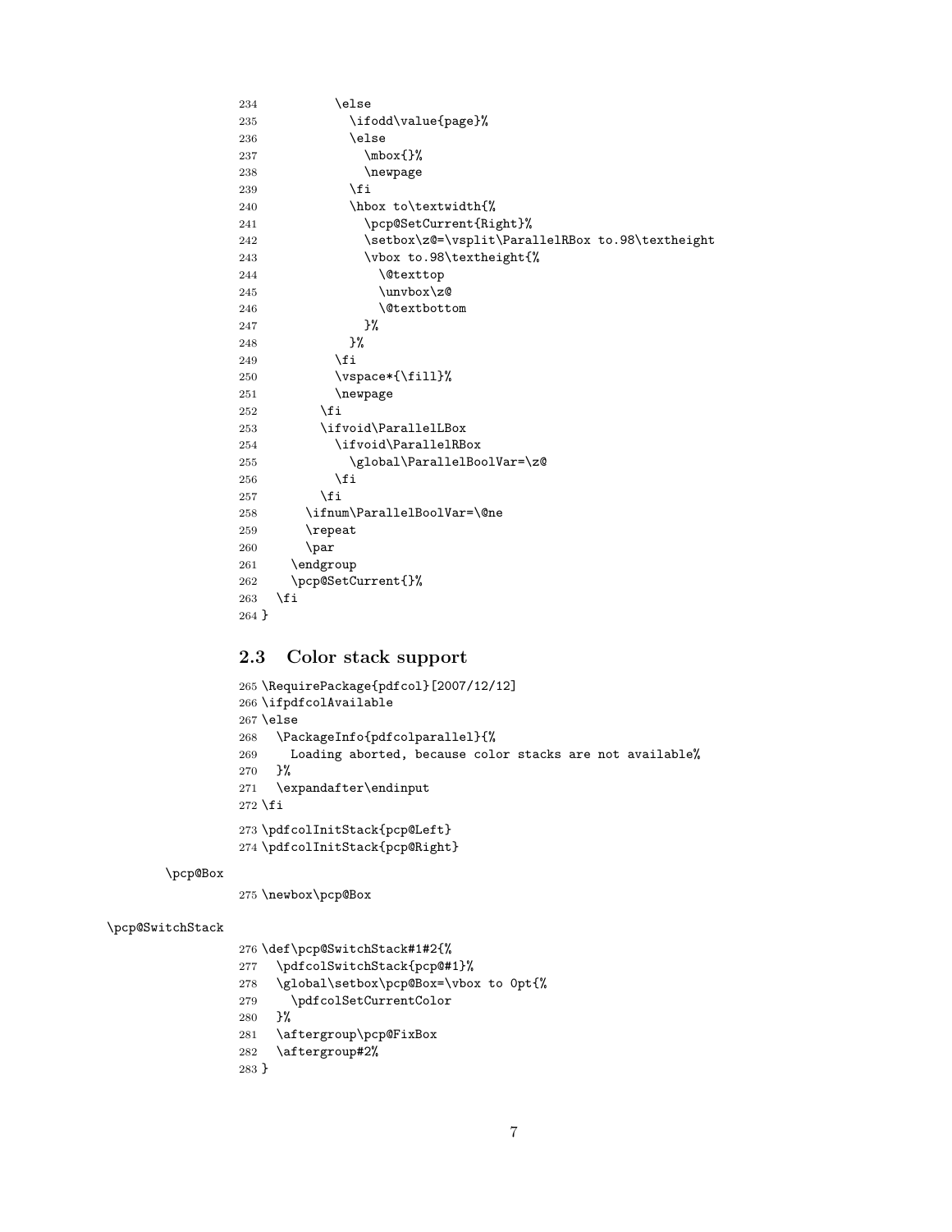```
234         \else
235           \ifodd\value{page}%
236           \else
237             \mbox{}%
238             \newpage
239           \fi
240           \hbox to\textwidth{%
241             \pcp@SetCurrent{Right}%
242             \setbox\z@=\vsplit\ParallelRBox to.98\textheight
243             \vbox to.98\textheight{%
244               \@texttop
245               \unvbox\z@
246               \@textbottom
247             }%
248           }%
249         \fi
250         \vspace*{\fill}%
251         \newpage
252       \fi
253       \ifvoid\ParallelLBox
254         \ifvoid\ParallelRBox
255           \global\ParallelBoolVar=\z@
256         \fi
257       \fi
258     \ifnum\ParallelBoolVar=\@ne
259     \repeat
260     \par
261   \endgroup
262   \pcp@SetCurrent{}%
263 \fi
264 }
```

## 2.3 Color stack support

```
265 \RequirePackage{pdfcol}[2007/12/12]
266 \ifpdfcolAvailable
267 \else
268   \PackageInfo{pdfcolparallel}{%
269     Loading aborted, because color stacks are not available%
270   }%
271   \expandafter\endinput
272 \fi
273 \pdfcolInitStack{pcp@Left}
274 \pdfcolInitStack{pcp@Right}
```

\pcp@Box

```
275 \newbox\pcp@Box
```

\pcp@SwitchStack

```
276 \def\pcp@SwitchStack#1#2{%
277   \pdfcolSwitchStack{pcp@#1}%
278   \global\setbox\pcp@Box=\vbox to 0pt{%
279     \pdfcolSetCurrentColor
280   }%
281   \aftergroup\pcp@FixBox
282   \aftergroup#2%
283 }
```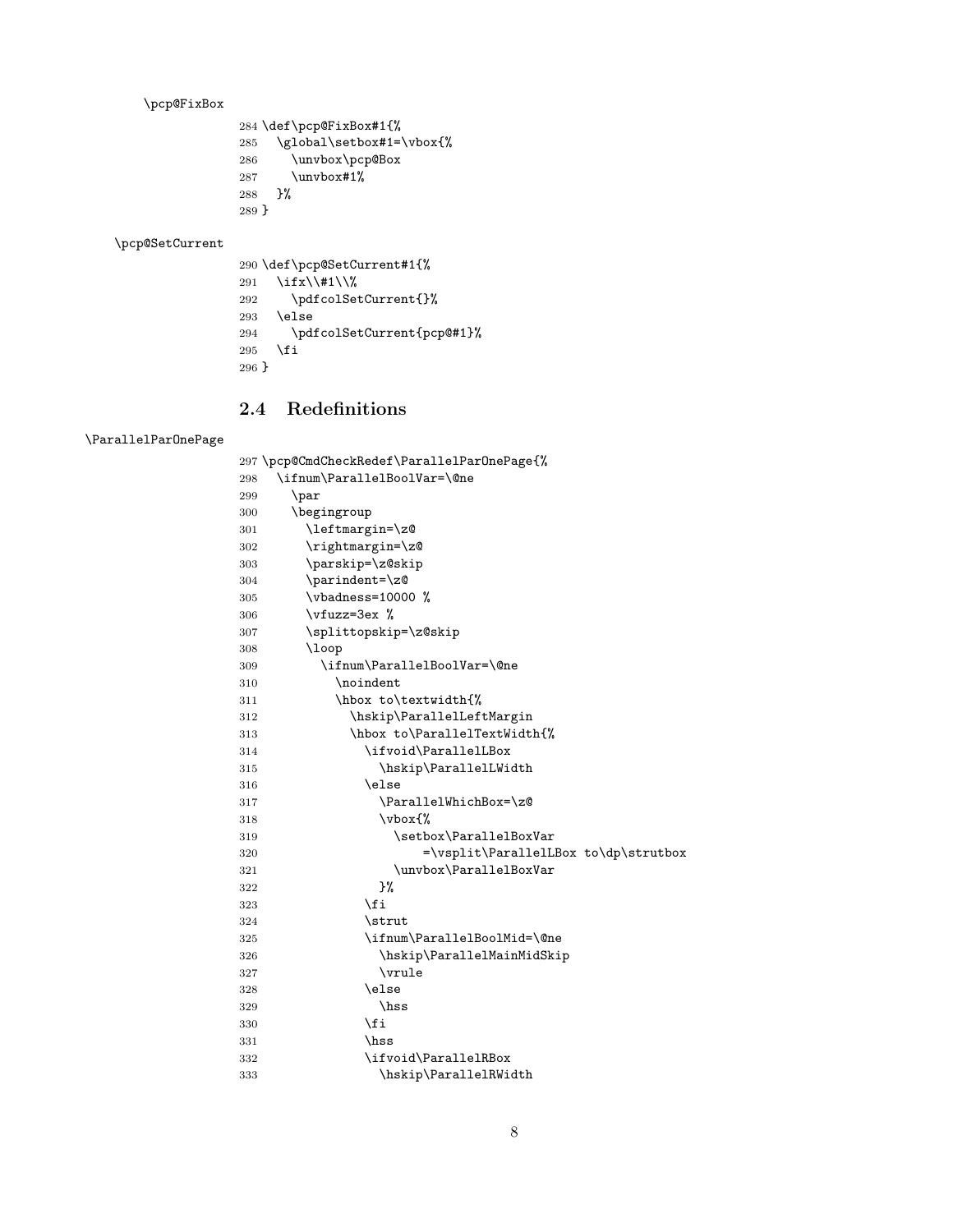\pcp@FixBox

```
284 \def\pcp@FixBox#1{%
285   \global\setbox#1=\vbox{%
286     \unvbox\pcp@Box
287     \unvbox#1%
288   }%
289 }
```

\pcp@SetCurrent

```
290 \def\pcp@SetCurrent#1{%
291   \ifx\\#1\\%
292     \pdfcolSetCurrent{}%
293   \else
294     \pdfcolSetCurrent{pcp@#1}%
295   \fi
296 }
```

## 2.4 Redefinitions

\ParallelParOnePage

```
297 \pcp@CmdCheckRedef\ParallelParOnePage{%
298   \ifnum\ParallelBoolVar=\@ne
299     \par
300     \begingroup
301       \leftmargin=\z@
302       \rightmargin=\z@
303       \parskip=\z@skip
304       \parindent=\z@
305       \vbadness=10000 %
306       \vfuzz=3ex %
307       \splittopskip=\z@skip
308       \loop
309         \ifnum\ParallelBoolVar=\@ne
310           \noindent
311           \hbox to\textwidth{%
312             \hskip\ParallelLeftMargin
313             \hbox to\ParallelTextWidth{%
314               \ifvoid\ParallelLBox
315                 \hskip\ParallelLWidth
316               \else
317                 \ParallelWhichBox=\z@
318                 \vbox{%
319                   \setbox\ParallelBoxVar
320                       =\vsplit\ParallelLBox to\dp\strutbox
321                   \unvbox\ParallelBoxVar
322                 }%
323               \fi
324               \strut
325               \ifnum\ParallelBoolMid=\@ne
326                 \hskip\ParallelMainMidSkip
327                 \vrule
328               \else
329                 \hss
330               \fi
331               \hss
332               \ifvoid\ParallelRBox
333                 \hskip\ParallelRWidth
```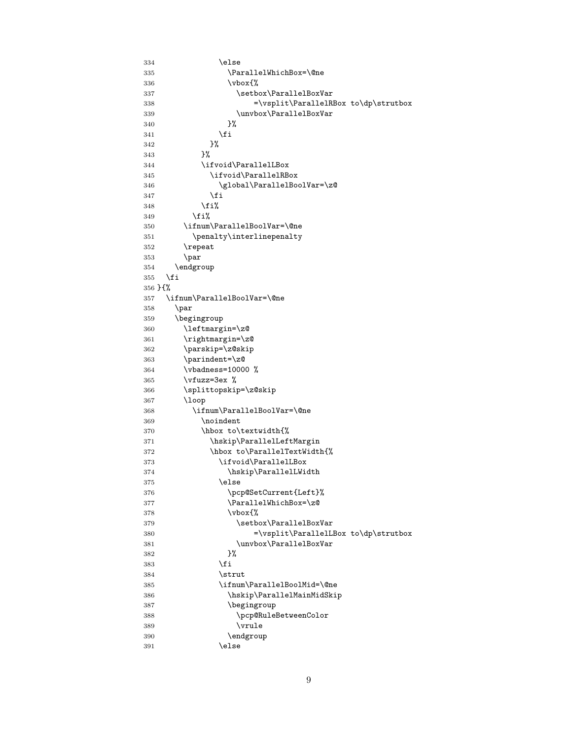```
334             \else
335               \ParallelWhichBox=\@ne
336               \vbox{%
337                 \setbox\ParallelBoxVar
338                     =\vsplit\ParallelRBox to\dp\strutbox
339                 \unvbox\ParallelBoxVar
340               }%
341             \fi
342           }%
343         }%
344         \ifvoid\ParallelLBox
345           \ifvoid\ParallelRBox
346             \global\ParallelBoolVar=\z@
347           \fi
348         \fi%
349       \fi%
350     \ifnum\ParallelBoolVar=\@ne
351       \penalty\interlinepenalty
352     \repeat
353     \par
354   \endgroup
355   \fi
356 }{%
357   \ifnum\ParallelBoolVar=\@ne
358     \par
359     \begingroup
360       \leftmargin=\z@
361       \rightmargin=\z@
362       \parskip=\z@skip
363       \parindent=\z@
364       \vbadness=10000 %
365       \vfuzz=3ex %
366       \splittopskip=\z@skip
367       \loop
368         \ifnum\ParallelBoolVar=\@ne
369           \noindent
370           \hbox to\textwidth{%
371             \hskip\ParallelLeftMargin
372             \hbox to\ParallelTextWidth{%
373               \ifvoid\ParallelLBox
374                 \hskip\ParallelLWidth
375               \else
376                 \pcp@SetCurrent{Left}%
377                 \ParallelWhichBox=\z@
378                 \vbox{%
379                   \setbox\ParallelBoxVar
380                       =\vsplit\ParallelLBox to\dp\strutbox
381                   \unvbox\ParallelBoxVar
382                 }%
383               \fi
384               \strut
385               \ifnum\ParallelBoolMid=\@ne
386                 \hskip\ParallelMainMidSkip
387                 \begingroup
388                   \pcp@RuleBetweenColor
389                   \vrule
390                 \endgroup
391               \else
```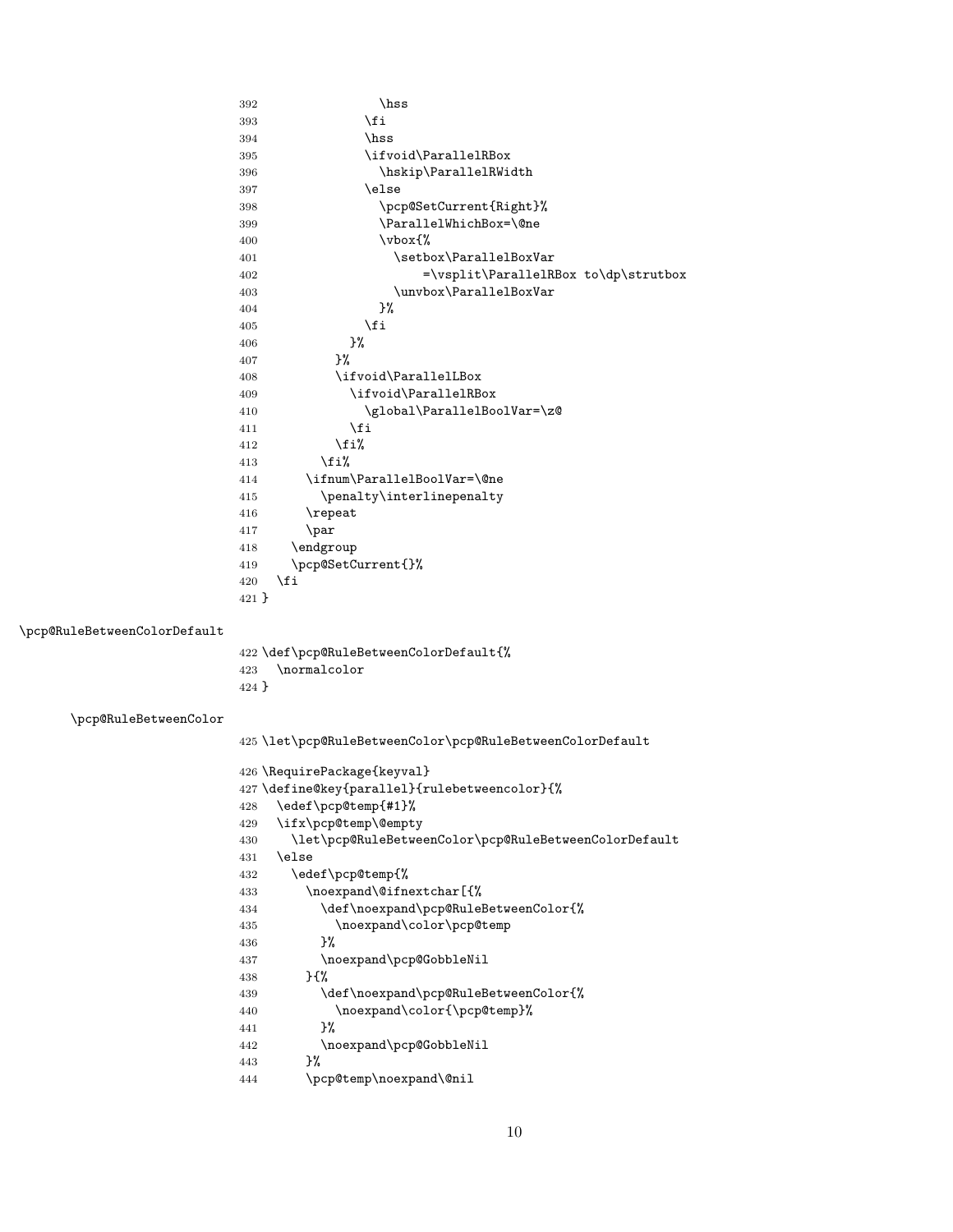```
392              \hss
393            \fi
394            \hss
395            \ifvoid\ParallelRBox
396              \hskip\ParallelRWidth
397            \else
398              \pcp@SetCurrent{Right}%
399              \ParallelWhichBox=\@ne
400              \vbox{%
401                \setbox\ParallelBoxVar
402                    =\vsplit\ParallelRBox to\dp\strutbox
403                \unvbox\ParallelBoxVar
404              }%
405            \fi
406          }%
407        }%
408        \ifvoid\ParallelLBox
409          \ifvoid\ParallelRBox
410            \global\ParallelBoolVar=\z@
411          \fi
412        \fi%
413      \fi%
414    \ifnum\ParallelBoolVar=\@ne
415      \penalty\interlinepenalty
416    \repeat
417    \par
418  \endgroup
419  \pcp@SetCurrent{}%
420 \fi
421 }
```

\pcp@RuleBetweenColorDefault

```
422 \def\pcp@RuleBetweenColorDefault{%
423   \normalcolor
424 }
```

\pcp@RuleBetweenColor

```
425 \let\pcp@RuleBetweenColor\pcp@RuleBetweenColorDefault
```

```
426 \RequirePackage{keyval}
427 \define@key{parallel}{rulebetweencolor}{%
428   \edef\pcp@temp{#1}%
429   \ifx\pcp@temp\@empty
430     \let\pcp@RuleBetweenColor\pcp@RuleBetweenColorDefault
431   \else
432     \edef\pcp@temp{%
433       \noexpand\@ifnextchar[{%
434         \def\noexpand\pcp@RuleBetweenColor{%
435           \noexpand\color\pcp@temp
436         }%
437         \noexpand\pcp@GobbleNil
438       }{%
439         \def\noexpand\pcp@RuleBetweenColor{%
440           \noexpand\color{\pcp@temp}%
441         }%
442         \noexpand\pcp@GobbleNil
443       }%
444       \pcp@temp\noexpand\@nil
```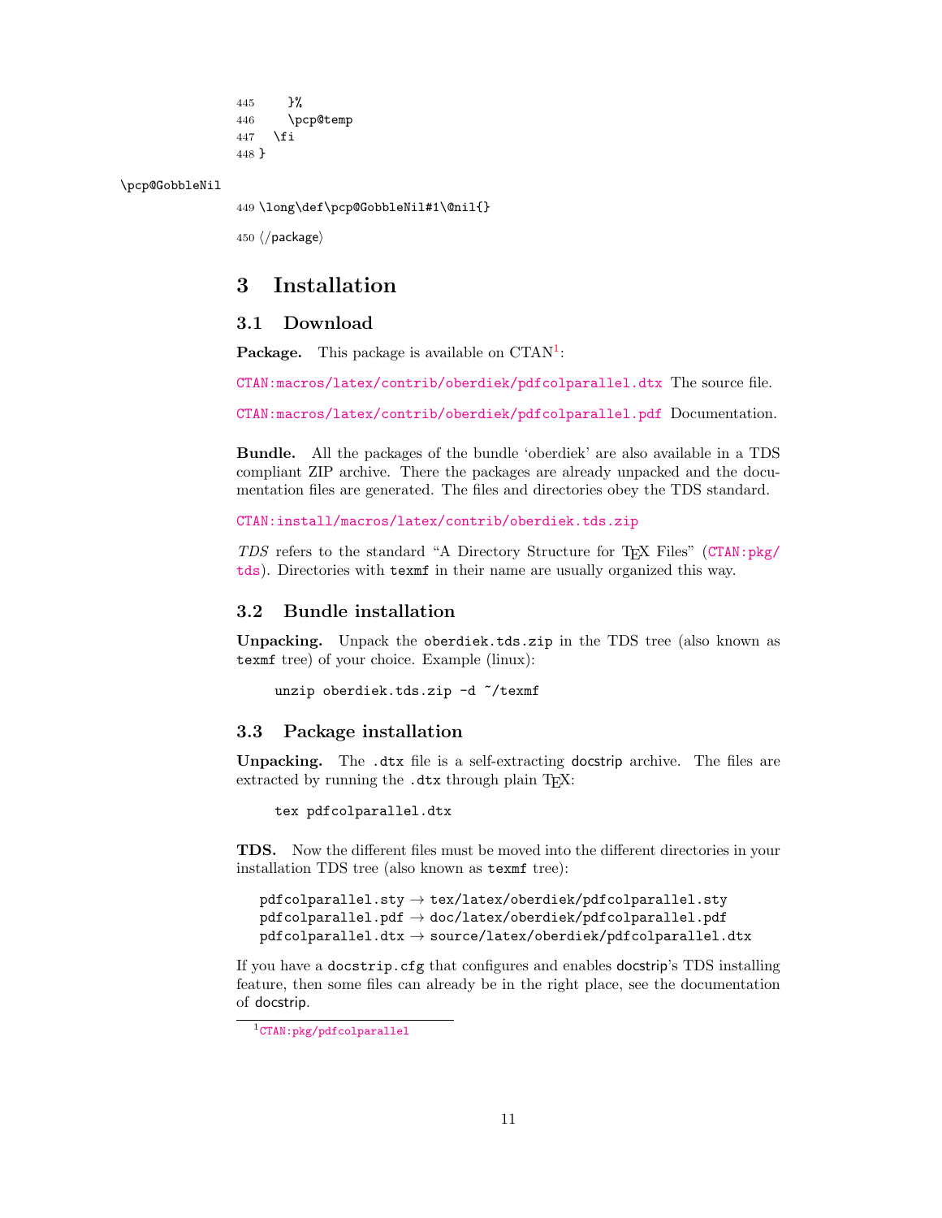```
445     }%
446     \pcp@temp
447   \fi
448 }
```

\pcp@GobbleNil

```
449 \long\def\pcp@GobbleNil#1\@nil{}
450 ⟨/package⟩
```

# 3 Installation

## 3.1 Download

**Package.** This package is available on CTAN[1]:

CTAN:macros/latex/contrib/oberdiek/pdfcolparallel.dtx The source file.

CTAN:macros/latex/contrib/oberdiek/pdfcolparallel.pdf Documentation.

**Bundle.** All the packages of the bundle 'oberdiek' are also available in a TDS compliant ZIP archive. There the packages are already unpacked and the documentation files are generated. The files and directories obey the TDS standard.

CTAN:install/macros/latex/contrib/oberdiek.tds.zip

*TDS* refers to the standard "A Directory Structure for TEX Files" (CTAN:pkg/tds). Directories with `texmf` in their name are usually organized this way.

## 3.2 Bundle installation

**Unpacking.** Unpack the `oberdiek.tds.zip` in the TDS tree (also known as `texmf` tree) of your choice. Example (linux):

```
unzip oberdiek.tds.zip -d ~/texmf
```

## 3.3 Package installation

**Unpacking.** The `.dtx` file is a self-extracting docstrip archive. The files are extracted by running the `.dtx` through plain TEX:

```
tex pdfcolparallel.dtx
```

**TDS.** Now the different files must be moved into the different directories in your installation TDS tree (also known as `texmf` tree):

```
pdfcolparallel.sty → tex/latex/oberdiek/pdfcolparallel.sty
pdfcolparallel.pdf → doc/latex/oberdiek/pdfcolparallel.pdf
pdfcolparallel.dtx → source/latex/oberdiek/pdfcolparallel.dtx
```

If you have a `docstrip.cfg` that configures and enables docstrip's TDS installing feature, then some files can already be in the right place, see the documentation of docstrip.

[1] CTAN:pkg/pdfcolparallel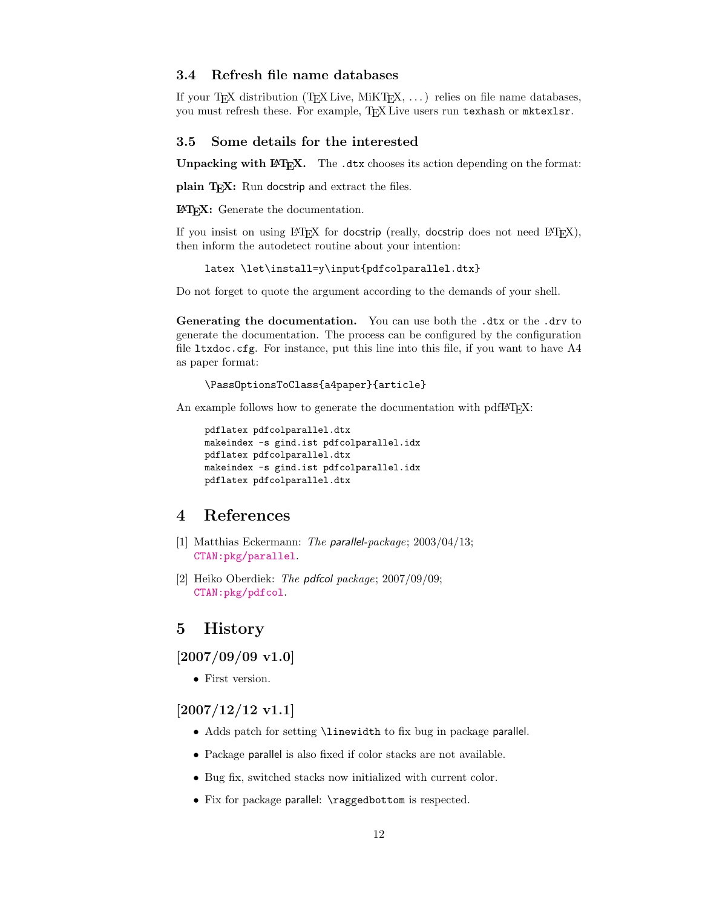### 3.4 Refresh file name databases

If your TeX distribution (TeX Live, MiKTeX, ...) relies on file name databases, you must refresh these. For example, TeX Live users run `texhash` or `mktexlsr`.

### 3.5 Some details for the interested

**Unpacking with LaTeX.** The `.dtx` chooses its action depending on the format:

**plain TeX:** Run docstrip and extract the files.

**LaTeX:** Generate the documentation.

If you insist on using LaTeX for docstrip (really, docstrip does not need LaTeX), then inform the autodetect routine about your intention:

```
latex \let\install=y\input{pdfcolparallel.dtx}
```

Do not forget to quote the argument according to the demands of your shell.

**Generating the documentation.** You can use both the `.dtx` or the `.drv` to generate the documentation. The process can be configured by the configuration file `ltxdoc.cfg`. For instance, put this line into this file, if you want to have A4 as paper format:

```
\PassOptionsToClass{a4paper}{article}
```

An example follows how to generate the documentation with pdfLaTeX:

```
pdflatex pdfcolparallel.dtx
makeindex -s gind.ist pdfcolparallel.idx
pdflatex pdfcolparallel.dtx
makeindex -s gind.ist pdfcolparallel.idx
pdflatex pdfcolparallel.dtx
```

## 4 References

[1] Matthias Eckermann: *The parallel-package*; 2003/04/13; CTAN:pkg/parallel.

[2] Heiko Oberdiek: *The pdfcol package*; 2007/09/09; CTAN:pkg/pdfcol.

## 5 History

### [2007/09/09 v1.0]

- First version.

### [2007/12/12 v1.1]

- Adds patch for setting `\linewidth` to fix bug in package parallel.
- Package parallel is also fixed if color stacks are not available.
- Bug fix, switched stacks now initialized with current color.
- Fix for package parallel: `\raggedbottom` is respected.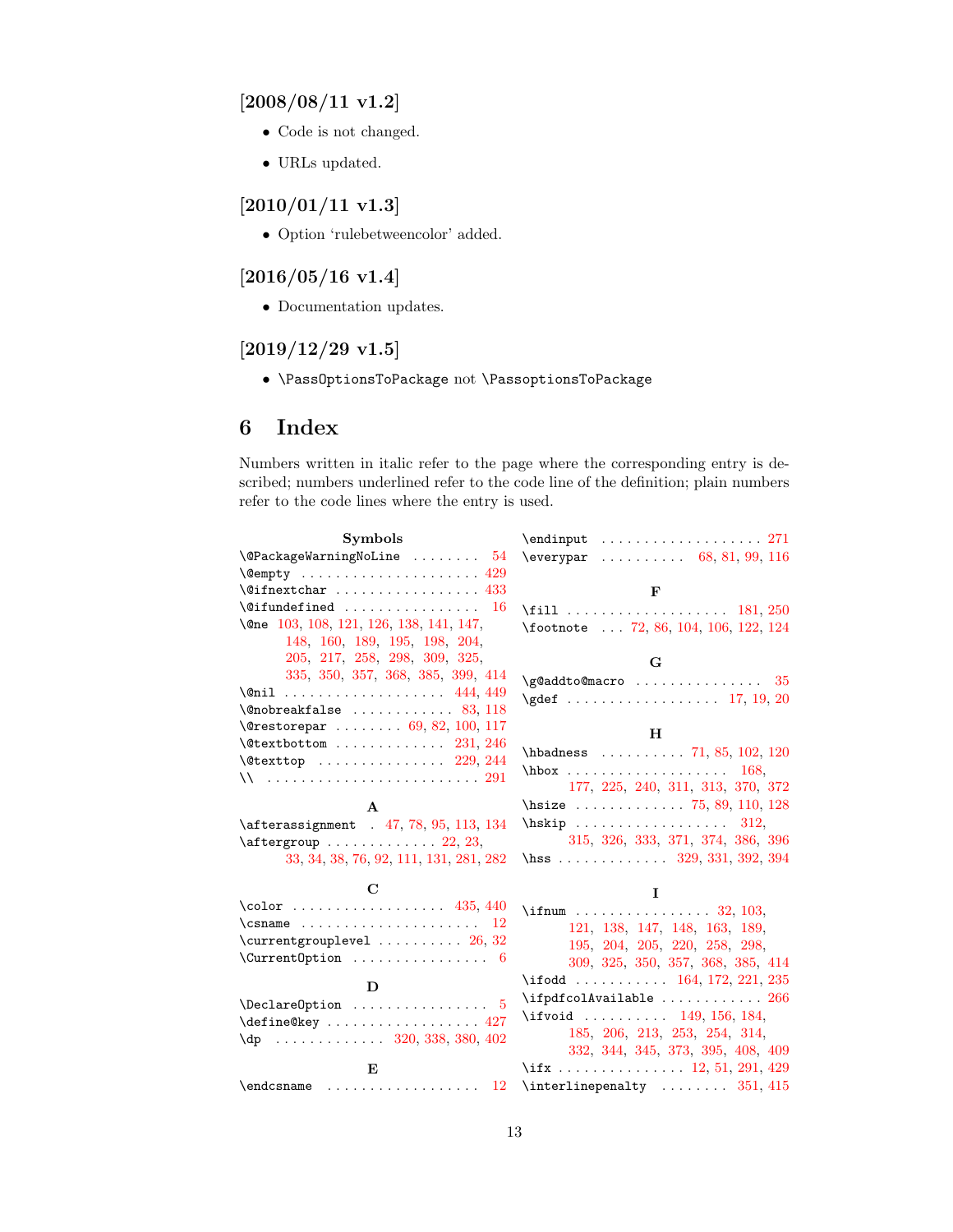### [2008/08/11 v1.2]

- Code is not changed.
- URLs updated.

### [2010/01/11 v1.3]

- Option 'rulebetweencolor' added.

### [2016/05/16 v1.4]

- Documentation updates.

### [2019/12/29 v1.5]

- `\PassOptionsToPackage` not `\PassoptionsToPackage`

## 6 Index

Numbers written in italic refer to the page where the corresponding entry is described; numbers underlined refer to the code line of the definition; plain numbers refer to the code lines where the entry is used.

**Symbols**

`\@PackageWarningNoLine` . . . . . . . . 54
`\@empty` . . . . . . . . . . . . . . . . . . . . 429
`\@ifnextchar` . . . . . . . . . . . . . . . . 433
`\@ifundefined` . . . . . . . . . . . . . . . 16
`\@ne` 103, 108, 121, 126, 138, 141, 147, 148, 160, 189, 195, 198, 204, 205, 217, 258, 298, 309, 325, 335, 350, 357, 368, 385, 399, 414
`\@nil` . . . . . . . . . . . . . . . . . . 444, 449
`\@nobreakfalse` . . . . . . . . . . . . 83, 118
`\@restorepar` . . . . . . . . 69, 82, 100, 117
`\@textbottom` . . . . . . . . . . . . . 231, 246
`\@texttop` . . . . . . . . . . . . . . . 229, 244
`\\` . . . . . . . . . . . . . . . . . . . . . . . . . 291

**A**

`\afterassignment` . 47, 78, 95, 113, 134
`\aftergroup` . . . . . . . . . . . . . 22, 23, 33, 34, 38, 76, 92, 111, 131, 281, 282

**C**

`\color` . . . . . . . . . . . . . . . . . . 435, 440
`\csname` . . . . . . . . . . . . . . . . . . . . . 12
`\currentgrouplevel` . . . . . . . . . . 26, 32
`\CurrentOption` . . . . . . . . . . . . . . . . 6

**D**

`\DeclareOption` . . . . . . . . . . . . . . . . 5
`\define@key` . . . . . . . . . . . . . . . . . 427
`\dp` . . . . . . . . . . . . . 320, 338, 380, 402

**E**

`\endcsname` . . . . . . . . . . . . . . . . . . 12
`\endinput` . . . . . . . . . . . . . . . . . . . 271
`\everypar` . . . . . . . . . . 68, 81, 99, 116

**F**

`\fill` . . . . . . . . . . . . . . . . . . . 181, 250
`\footnote` . . . 72, 86, 104, 106, 122, 124

**G**

`\g@addto@macro` . . . . . . . . . . . . . . . 35
`\gdef` . . . . . . . . . . . . . . . . . . 17, 19, 20

**H**

`\hbadness` . . . . . . . . . . 71, 85, 102, 120
`\hbox` . . . . . . . . . . . . . . . . . . . 168, 177, 225, 240, 311, 313, 370, 372
`\hsize` . . . . . . . . . . . . . 75, 89, 110, 128
`\hskip` . . . . . . . . . . . . . . . . . . 312, 315, 326, 333, 371, 374, 386, 396
`\hss` . . . . . . . . . . . . . 329, 331, 392, 394

**I**

`\ifnum` . . . . . . . . . . . . . . . . 32, 103, 121, 138, 147, 148, 163, 189, 195, 204, 205, 220, 258, 298, 309, 325, 350, 357, 368, 385, 414
`\ifodd` . . . . . . . . . . . 164, 172, 221, 235
`\ifpdfcolAvailable` . . . . . . . . . . . . 266
`\ifvoid` . . . . . . . . . . 149, 156, 184, 185, 206, 213, 253, 254, 314, 332, 344, 345, 373, 395, 408, 409
`\ifx` . . . . . . . . . . . . . . . 12, 51, 291, 429
`\interlinepenalty` . . . . . . . . 351, 415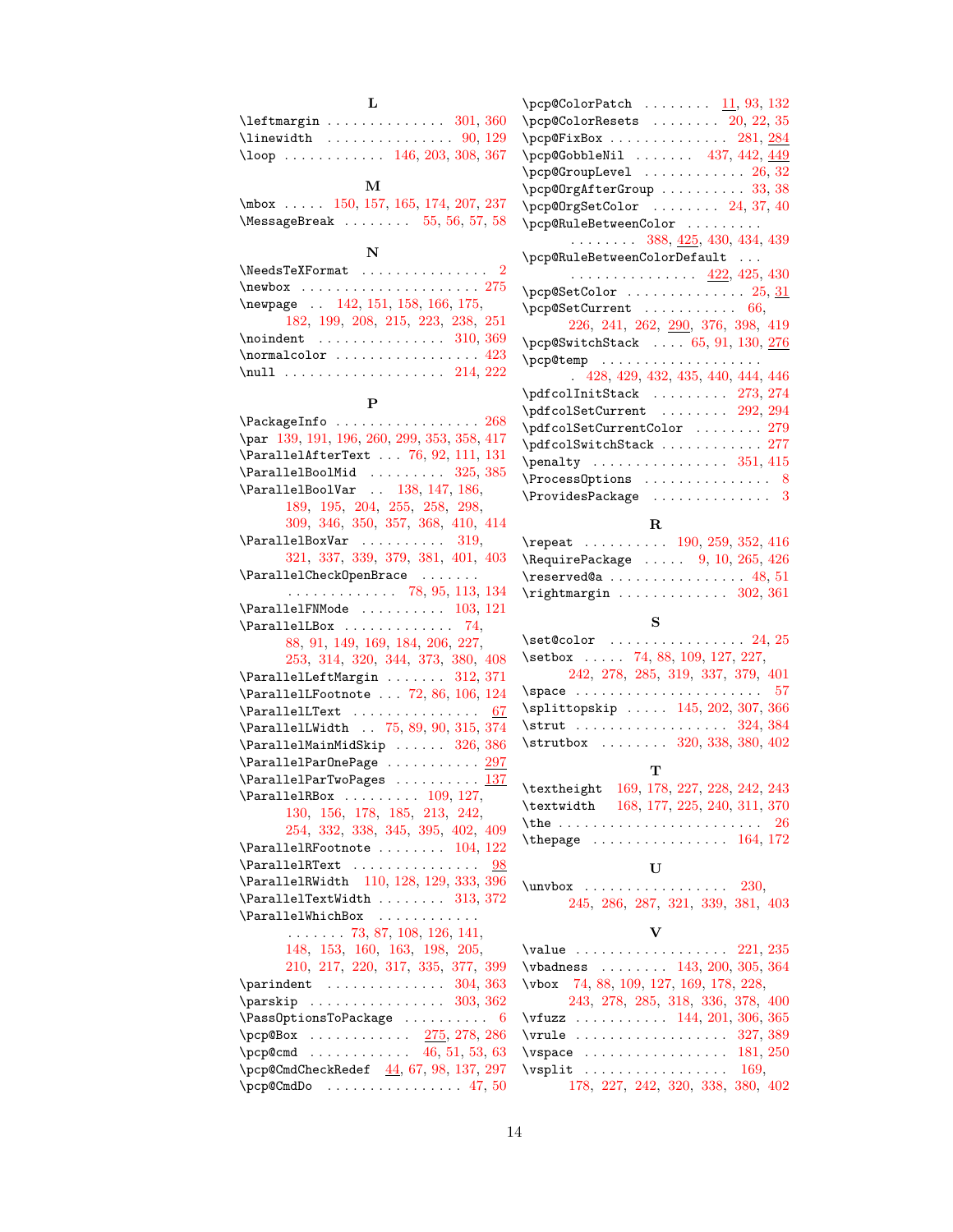**L**

\leftmargin . . . . . . . . . . . . . . 301, 360
\linewidth . . . . . . . . . . . . . . 90, 129
\loop . . . . . . . . . . . . 146, 203, 308, 367

**M**

\mbox . . . . . 150, 157, 165, 174, 207, 237
\MessageBreak . . . . . . . . 55, 56, 57, 58

**N**

\NeedsTeXFormat . . . . . . . . . . . . . . . 2
\newbox . . . . . . . . . . . . . . . . . . . . 275
\newpage . . 142, 151, 158, 166, 175, 182, 199, 208, 215, 223, 238, 251
\noindent . . . . . . . . . . . . . . . 310, 369
\normalcolor . . . . . . . . . . . . . . . . . 423
\null . . . . . . . . . . . . . . . . . . . 214, 222

**P**

\PackageInfo . . . . . . . . . . . . . . . . . 268
\par 139, 191, 196, 260, 299, 353, 358, 417
\ParallelAfterText . . . 76, 92, 111, 131
\ParallelBoolMid . . . . . . . . . 325, 385
\ParallelBoolVar . . 138, 147, 186, 189, 195, 204, 255, 258, 298, 309, 346, 350, 357, 368, 410, 414
\ParallelBoxVar . . . . . . . . . . 319, 321, 337, 339, 379, 381, 401, 403
\ParallelCheckOpenBrace . . . . . . . . . . . . . . . . . . . . 78, 95, 113, 134
\ParallelFNMode . . . . . . . . . . 103, 121
\ParallelLBox . . . . . . . . . . . . . 74, 88, 91, 149, 169, 184, 206, 227, 253, 314, 320, 344, 373, 380, 408
\ParallelLeftMargin . . . . . . . 312, 371
\ParallelLFootnote . . . 72, 86, 106, 124
\ParallelLText . . . . . . . . . . . . . . . 67
\ParallelLWidth . . 75, 89, 90, 315, 374
\ParallelMainMidSkip . . . . . . 326, 386
\ParallelParOnePage . . . . . . . . . . . 297
\ParallelParTwoPages . . . . . . . . . . 137
\ParallelRBox . . . . . . . . . 109, 127, 130, 156, 178, 185, 213, 242, 254, 332, 338, 345, 395, 402, 409
\ParallelRFootnote . . . . . . . . 104, 122
\ParallelRText . . . . . . . . . . . . . . . 98
\ParallelRWidth 110, 128, 129, 333, 396
\ParallelTextWidth . . . . . . . . 313, 372
\ParallelWhichBox . . . . . . . . . . . . . . . . . . . 73, 87, 108, 126, 141, 148, 153, 160, 163, 198, 205, 210, 217, 220, 317, 335, 377, 399
\parindent . . . . . . . . . . . . . . 304, 363
\parskip . . . . . . . . . . . . . . . . 303, 362
\PassOptionsToPackage . . . . . . . . . . 6
\pcp@Box . . . . . . . . . . . . 275, 278, 286
\pcp@cmd . . . . . . . . . . . . 46, 51, 53, 63
\pcp@CmdCheckRedef 44, 67, 98, 137, 297
\pcp@CmdDo . . . . . . . . . . . . . . . . 47, 50
\pcp@ColorPatch . . . . . . . . 11, 93, 132
\pcp@ColorResets . . . . . . . . 20, 22, 35
\pcp@FixBox . . . . . . . . . . . . . . 281, 284
\pcp@GobbleNil . . . . . . . 437, 442, 449
\pcp@GroupLevel . . . . . . . . . . . . 26, 32
\pcp@OrgAfterGroup . . . . . . . . . . 33, 38
\pcp@OrgSetColor . . . . . . . . 24, 37, 40
\pcp@RuleBetweenColor . . . . . . . . . . . . . . . . 388, 425, 430, 434, 439
\pcp@RuleBetweenColorDefault . . . . . . . . . . . . . . . . . . 422, 425, 430
\pcp@SetColor . . . . . . . . . . . . . . 25, 31
\pcp@SetCurrent . . . . . . . . . . . 66, 226, 241, 262, 290, 376, 398, 419
\pcp@SwitchStack . . . . 65, 91, 130, 276
\pcp@temp . . . . . . . . . . . . . . . . . . . . 428, 429, 432, 435, 440, 444, 446
\pdfcolInitStack . . . . . . . . . . 273, 274
\pdfcolSetCurrent . . . . . . . . . 292, 294
\pdfcolSetCurrentColor . . . . . . . . 279
\pdfcolSwitchStack . . . . . . . . . . . . 277
\penalty . . . . . . . . . . . . . . . . 351, 415
\ProcessOptions . . . . . . . . . . . . . . . 8
\ProvidesPackage . . . . . . . . . . . . . . 3

**R**

\repeat . . . . . . . . . . 190, 259, 352, 416
\RequirePackage . . . . . 9, 10, 265, 426
\reserved@a . . . . . . . . . . . . . . . . 48, 51
\rightmargin . . . . . . . . . . . . . 302, 361

**S**

\set@color . . . . . . . . . . . . . . . . 24, 25
\setbox . . . . . 74, 88, 109, 127, 227, 242, 278, 285, 319, 337, 379, 401
\space . . . . . . . . . . . . . . . . . . . . . . 57
\splittopskip . . . . . 145, 202, 307, 366
\strut . . . . . . . . . . . . . . . . . . . 324, 384
\strutbox . . . . . . . . 320, 338, 380, 402

**T**

\textheight 169, 178, 227, 228, 242, 243
\textwidth 168, 177, 225, 240, 311, 370
\the . . . . . . . . . . . . . . . . . . . . . . . . 26
\thepage . . . . . . . . . . . . . . . . 164, 172

**U**

\unvbox . . . . . . . . . . . . . . . . . 230, 245, 286, 287, 321, 339, 381, 403

**V**

\value . . . . . . . . . . . . . . . . . . 221, 235
\vbadness . . . . . . . . 143, 200, 305, 364
\vbox 74, 88, 109, 127, 169, 178, 228, 243, 278, 285, 318, 336, 378, 400
\vfuzz . . . . . . . . . . . 144, 201, 306, 365
\vrule . . . . . . . . . . . . . . . . . . . 327, 389
\vspace . . . . . . . . . . . . . . . . . 181, 250
\vsplit . . . . . . . . . . . . . . . . . 169, 178, 227, 242, 320, 338, 380, 402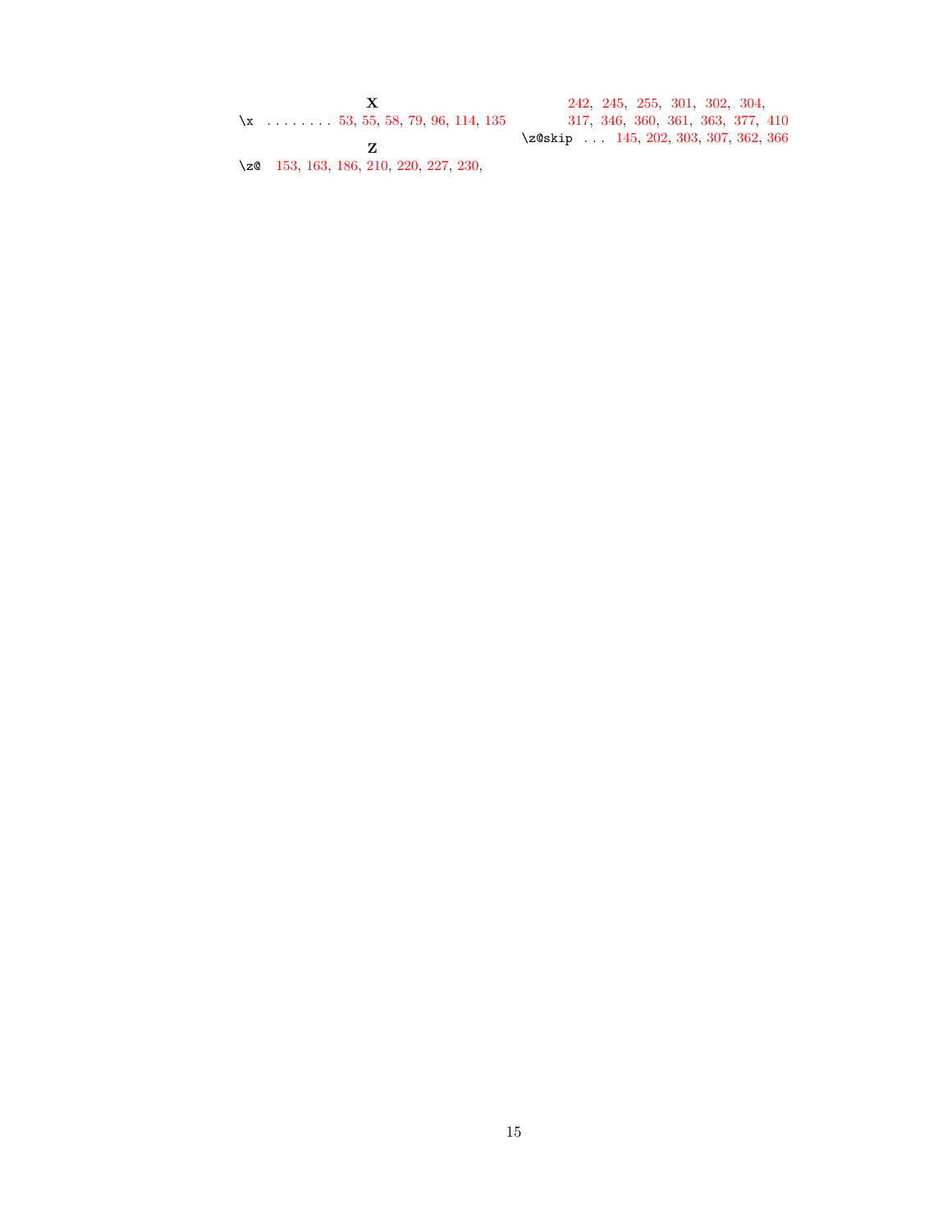**X**

\x . . . . . . . . 53, 55, 58, 79, 96, 114, 135

**Z**

\z@ 153, 163, 186, 210, 220, 227, 230, 242, 245, 255, 301, 302, 304, 317, 346, 360, 361, 363, 377, 410

\z@skip . . . 145, 202, 303, 307, 362, 366